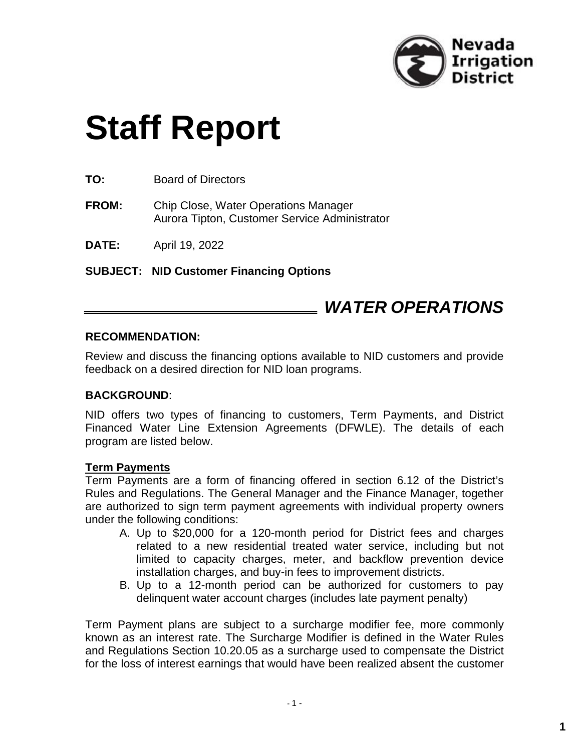Nevada Irrigation District

# Staff Report

**TO:** Board of Directors

**FROM:** Chip Close, Water Operations Manager
Aurora Tipton, Customer Service Administrator

**DATE:** April 19, 2022

**SUBJECT: NID Customer Financing Options**

## *WATER OPERATIONS*

**RECOMMENDATION:**

Review and discuss the financing options available to NID customers and provide feedback on a desired direction for NID loan programs.

**BACKGROUND**:

NID offers two types of financing to customers, Term Payments, and District Financed Water Line Extension Agreements (DFWLE). The details of each program are listed below.

**Term Payments**

Term Payments are a form of financing offered in section 6.12 of the District's Rules and Regulations. The General Manager and the Finance Manager, together are authorized to sign term payment agreements with individual property owners under the following conditions:

A. Up to $20,000 for a 120-month period for District fees and charges related to a new residential treated water service, including but not limited to capacity charges, meter, and backflow prevention device installation charges, and buy-in fees to improvement districts.
B. Up to a 12-month period can be authorized for customers to pay delinquent water account charges (includes late payment penalty)

Term Payment plans are subject to a surcharge modifier fee, more commonly known as an interest rate. The Surcharge Modifier is defined in the Water Rules and Regulations Section 10.20.05 as a surcharge used to compensate the District for the loss of interest earnings that would have been realized absent the customer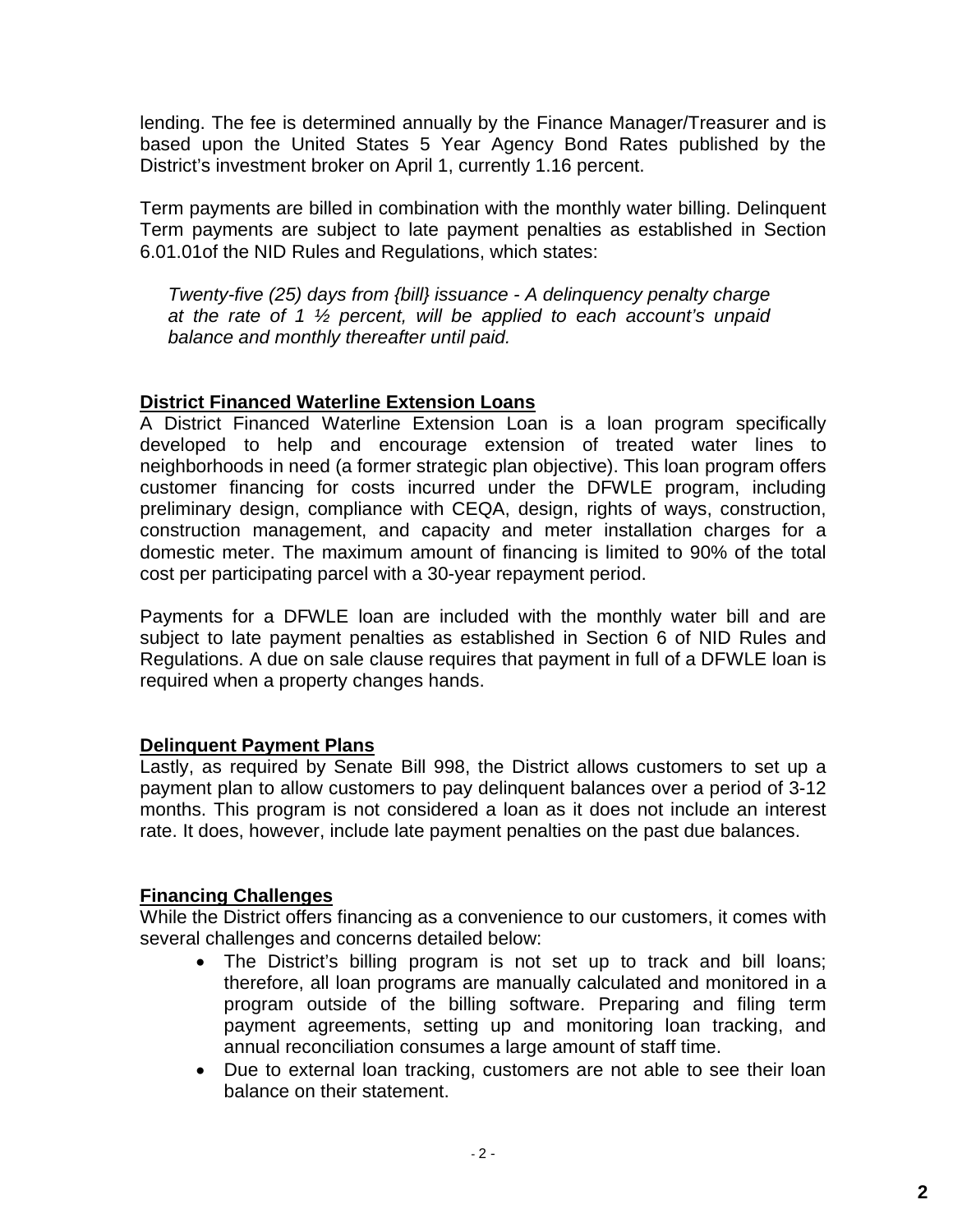lending. The fee is determined annually by the Finance Manager/Treasurer and is based upon the United States 5 Year Agency Bond Rates published by the District's investment broker on April 1, currently 1.16 percent.

Term payments are billed in combination with the monthly water billing. Delinquent Term payments are subject to late payment penalties as established in Section 6.01.01of the NID Rules and Regulations, which states:

> *Twenty-five (25) days from {bill} issuance - A delinquency penalty charge at the rate of 1 ½ percent, will be applied to each account's unpaid balance and monthly thereafter until paid.*

## District Financed Waterline Extension Loans

A District Financed Waterline Extension Loan is a loan program specifically developed to help and encourage extension of treated water lines to neighborhoods in need (a former strategic plan objective). This loan program offers customer financing for costs incurred under the DFWLE program, including preliminary design, compliance with CEQA, design, rights of ways, construction, construction management, and capacity and meter installation charges for a domestic meter. The maximum amount of financing is limited to 90% of the total cost per participating parcel with a 30-year repayment period.

Payments for a DFWLE loan are included with the monthly water bill and are subject to late payment penalties as established in Section 6 of NID Rules and Regulations. A due on sale clause requires that payment in full of a DFWLE loan is required when a property changes hands.

## Delinquent Payment Plans

Lastly, as required by Senate Bill 998, the District allows customers to set up a payment plan to allow customers to pay delinquent balances over a period of 3-12 months. This program is not considered a loan as it does not include an interest rate. It does, however, include late payment penalties on the past due balances.

## Financing Challenges

While the District offers financing as a convenience to our customers, it comes with several challenges and concerns detailed below:

- The District's billing program is not set up to track and bill loans; therefore, all loan programs are manually calculated and monitored in a program outside of the billing software. Preparing and filing term payment agreements, setting up and monitoring loan tracking, and annual reconciliation consumes a large amount of staff time.
- Due to external loan tracking, customers are not able to see their loan balance on their statement.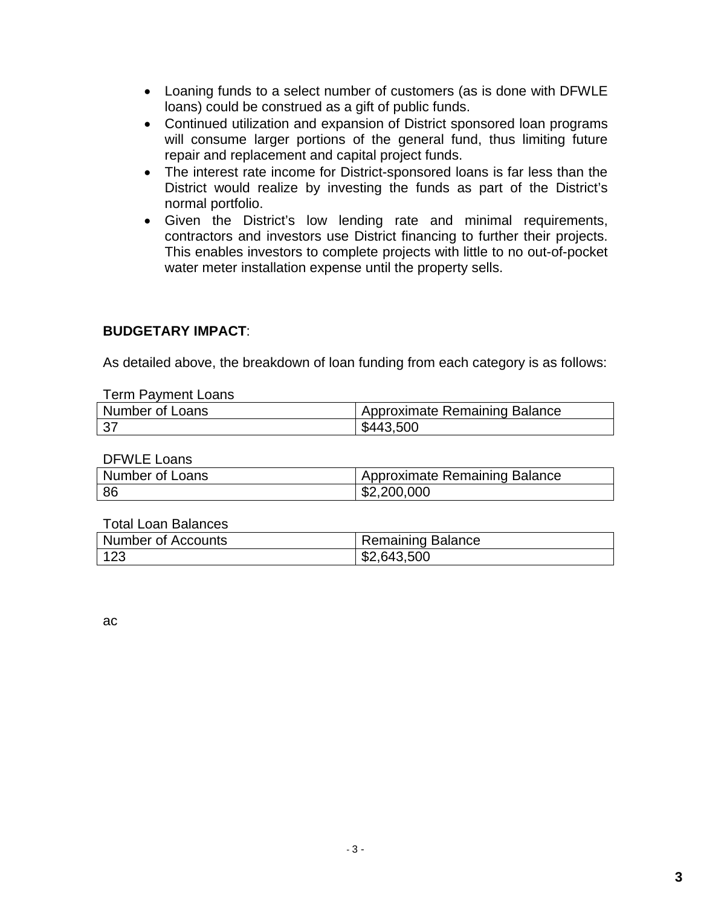- Loaning funds to a select number of customers (as is done with DFWLE loans) could be construed as a gift of public funds.
- Continued utilization and expansion of District sponsored loan programs will consume larger portions of the general fund, thus limiting future repair and replacement and capital project funds.
- The interest rate income for District-sponsored loans is far less than the District would realize by investing the funds as part of the District's normal portfolio.
- Given the District's low lending rate and minimal requirements, contractors and investors use District financing to further their projects. This enables investors to complete projects with little to no out-of-pocket water meter installation expense until the property sells.

**BUDGETARY IMPACT**:

As detailed above, the breakdown of loan funding from each category is as follows:

Term Payment Loans

| Number of Loans | Approximate Remaining Balance |
|---|---|
| 37 | $443,500 |

DFWLE Loans

| Number of Loans | Approximate Remaining Balance |
|---|---|
| 86 | $2,200,000 |

Total Loan Balances

| Number of Accounts | Remaining Balance |
|---|---|
| 123 | $2,643,500 |

ac